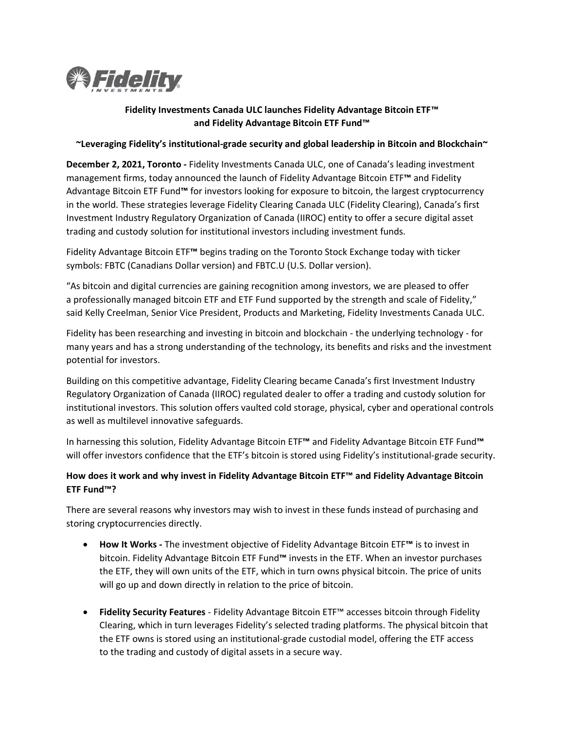**Fidelity Investments Canada ULC launches Fidelity Advantage Bitcoin ETF™ and Fidelity Advantage Bitcoin ETF Fund™**

**~Leveraging Fidelity's institutional-grade security and global leadership in Bitcoin and Blockchain~**

**December 2, 2021, Toronto -** Fidelity Investments Canada ULC, one of Canada's leading investment management firms, today announced the launch of Fidelity Advantage Bitcoin ETF™ and Fidelity Advantage Bitcoin ETF Fund™ for investors looking for exposure to bitcoin, the largest cryptocurrency in the world. These strategies leverage Fidelity Clearing Canada ULC (Fidelity Clearing), Canada's first Investment Industry Regulatory Organization of Canada (IIROC) entity to offer a secure digital asset trading and custody solution for institutional investors including investment funds.

Fidelity Advantage Bitcoin ETF™ begins trading on the Toronto Stock Exchange today with ticker symbols: FBTC (Canadians Dollar version) and FBTC.U (U.S. Dollar version).

"As bitcoin and digital currencies are gaining recognition among investors, we are pleased to offer a professionally managed bitcoin ETF and ETF Fund supported by the strength and scale of Fidelity," said Kelly Creelman, Senior Vice President, Products and Marketing, Fidelity Investments Canada ULC.

Fidelity has been researching and investing in bitcoin and blockchain - the underlying technology - for many years and has a strong understanding of the technology, its benefits and risks and the investment potential for investors.

Building on this competitive advantage, Fidelity Clearing became Canada's first Investment Industry Regulatory Organization of Canada (IIROC) regulated dealer to offer a trading and custody solution for institutional investors. This solution offers vaulted cold storage, physical, cyber and operational controls as well as multilevel innovative safeguards.

In harnessing this solution, Fidelity Advantage Bitcoin ETF™ and Fidelity Advantage Bitcoin ETF Fund™ will offer investors confidence that the ETF's bitcoin is stored using Fidelity's institutional-grade security.

**How does it work and why invest in Fidelity Advantage Bitcoin ETF™ and Fidelity Advantage Bitcoin ETF Fund™?**

There are several reasons why investors may wish to invest in these funds instead of purchasing and storing cryptocurrencies directly.

- **How It Works -** The investment objective of Fidelity Advantage Bitcoin ETF™ is to invest in bitcoin. Fidelity Advantage Bitcoin ETF Fund™ invests in the ETF. When an investor purchases the ETF, they will own units of the ETF, which in turn owns physical bitcoin. The price of units will go up and down directly in relation to the price of bitcoin.

- **Fidelity Security Features** - Fidelity Advantage Bitcoin ETF™ accesses bitcoin through Fidelity Clearing, which in turn leverages Fidelity's selected trading platforms. The physical bitcoin that the ETF owns is stored using an institutional-grade custodial model, offering the ETF access to the trading and custody of digital assets in a secure way.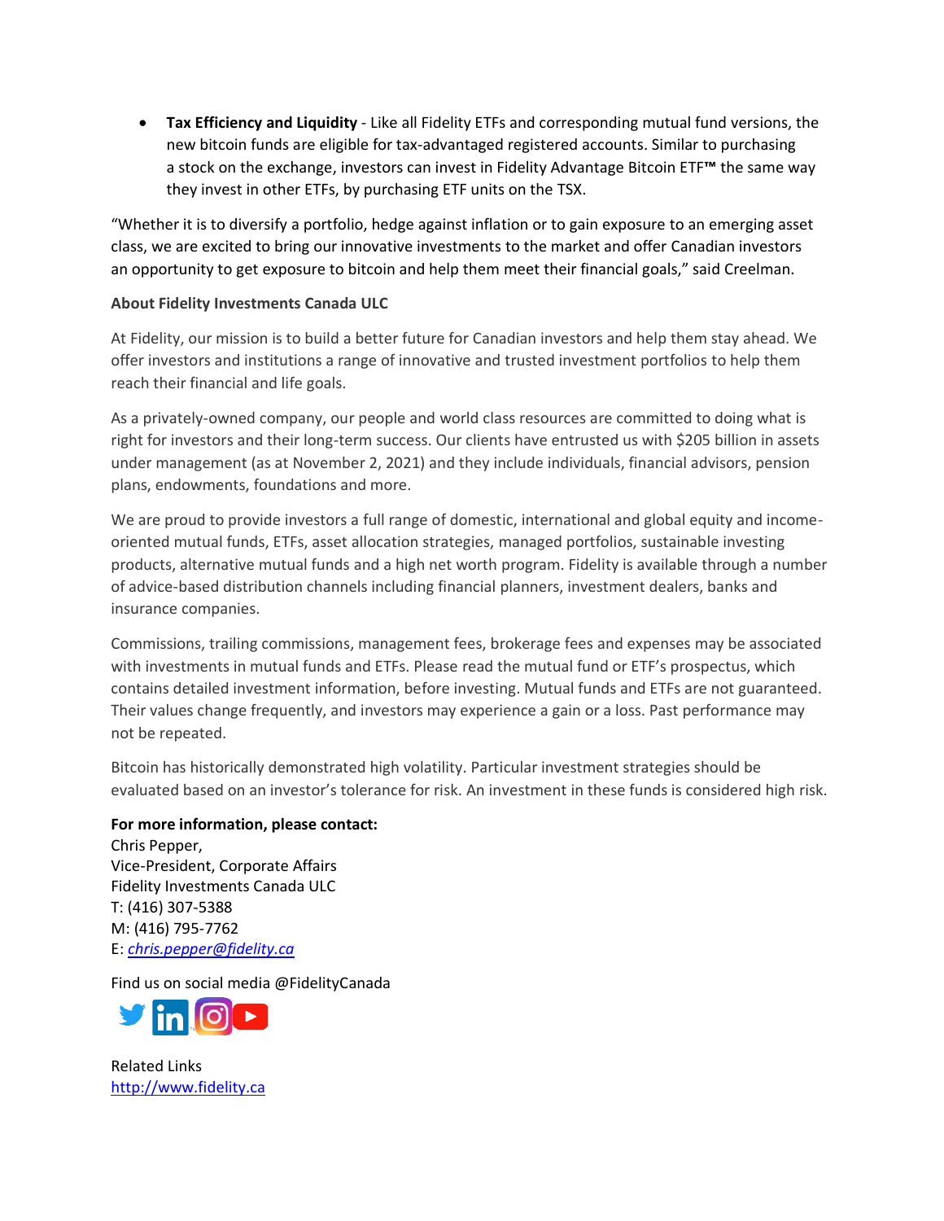- **Tax Efficiency and Liquidity** - Like all Fidelity ETFs and corresponding mutual fund versions, the new bitcoin funds are eligible for tax-advantaged registered accounts. Similar to purchasing a stock on the exchange, investors can invest in Fidelity Advantage Bitcoin ETF™ the same way they invest in other ETFs, by purchasing ETF units on the TSX.

"Whether it is to diversify a portfolio, hedge against inflation or to gain exposure to an emerging asset class, we are excited to bring our innovative investments to the market and offer Canadian investors an opportunity to get exposure to bitcoin and help them meet their financial goals," said Creelman.

**About Fidelity Investments Canada ULC**

At Fidelity, our mission is to build a better future for Canadian investors and help them stay ahead. We offer investors and institutions a range of innovative and trusted investment portfolios to help them reach their financial and life goals.

As a privately-owned company, our people and world class resources are committed to doing what is right for investors and their long-term success. Our clients have entrusted us with $205 billion in assets under management (as at November 2, 2021) and they include individuals, financial advisors, pension plans, endowments, foundations and more.

We are proud to provide investors a full range of domestic, international and global equity and income-oriented mutual funds, ETFs, asset allocation strategies, managed portfolios, sustainable investing products, alternative mutual funds and a high net worth program. Fidelity is available through a number of advice-based distribution channels including financial planners, investment dealers, banks and insurance companies.

Commissions, trailing commissions, management fees, brokerage fees and expenses may be associated with investments in mutual funds and ETFs. Please read the mutual fund or ETF's prospectus, which contains detailed investment information, before investing. Mutual funds and ETFs are not guaranteed. Their values change frequently, and investors may experience a gain or a loss. Past performance may not be repeated.

Bitcoin has historically demonstrated high volatility. Particular investment strategies should be evaluated based on an investor's tolerance for risk. An investment in these funds is considered high risk.

**For more information, please contact:**
Chris Pepper,
Vice-President, Corporate Affairs
Fidelity Investments Canada ULC
T: (416) 307-5388
M: (416) 795-7762
E: *chris.pepper@fidelity.ca*

Find us on social media @FidelityCanada

Related Links
http://www.fidelity.ca